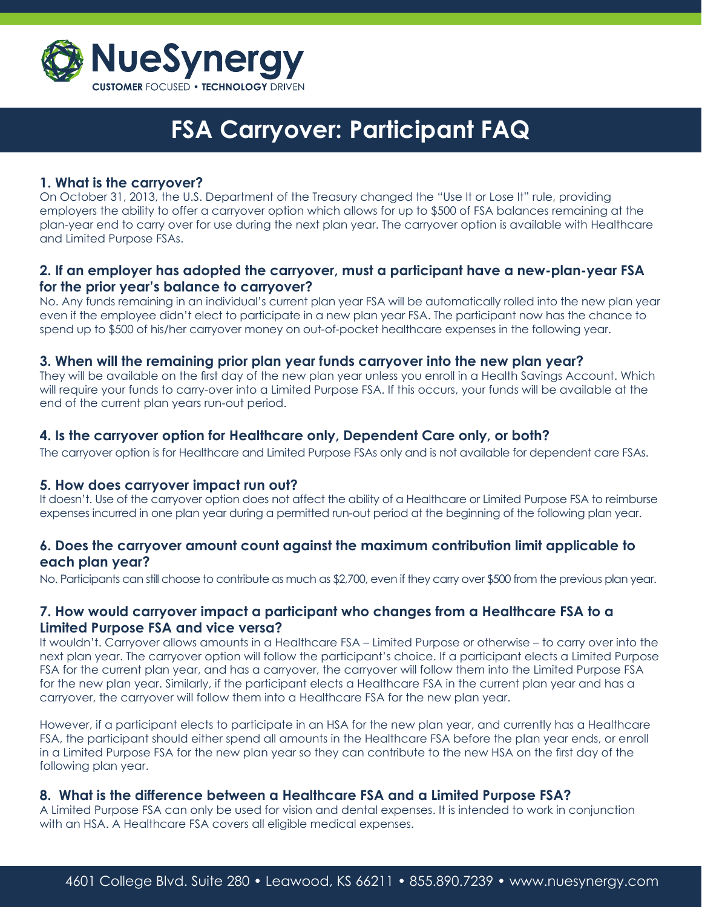# NueSynergy

CUSTOMER FOCUSED • TECHNOLOGY DRIVEN

# FSA Carryover: Participant FAQ

### 1. What is the carryover?

On October 31, 2013, the U.S. Department of the Treasury changed the "Use It or Lose It" rule, providing employers the ability to offer a carryover option which allows for up to $500 of FSA balances remaining at the plan-year end to carry over for use during the next plan year. The carryover option is available with Healthcare and Limited Purpose FSAs.

### 2. If an employer has adopted the carryover, must a participant have a new-plan-year FSA for the prior year's balance to carryover?

No. Any funds remaining in an individual's current plan year FSA will be automatically rolled into the new plan year even if the employee didn't elect to participate in a new plan year FSA. The participant now has the chance to spend up to $500 of his/her carryover money on out-of-pocket healthcare expenses in the following year.

### 3. When will the remaining prior plan year funds carryover into the new plan year?

They will be available on the first day of the new plan year unless you enroll in a Health Savings Account. Which will require your funds to carry-over into a Limited Purpose FSA. If this occurs, your funds will be available at the end of the current plan years run-out period.

### 4. Is the carryover option for Healthcare only, Dependent Care only, or both?

The carryover option is for Healthcare and Limited Purpose FSAs only and is not available for dependent care FSAs.

### 5. How does carryover impact run out?

It doesn't. Use of the carryover option does not affect the ability of a Healthcare or Limited Purpose FSA to reimburse expenses incurred in one plan year during a permitted run-out period at the beginning of the following plan year.

### 6. Does the carryover amount count against the maximum contribution limit applicable to each plan year?

No. Participants can still choose to contribute as much as $2,700, even if they carry over $500 from the previous plan year.

### 7. How would carryover impact a participant who changes from a Healthcare FSA to a Limited Purpose FSA and vice versa?

It wouldn't. Carryover allows amounts in a Healthcare FSA – Limited Purpose or otherwise – to carry over into the next plan year. The carryover option will follow the participant's choice. If a participant elects a Limited Purpose FSA for the current plan year, and has a carryover, the carryover will follow them into the Limited Purpose FSA for the new plan year. Similarly, if the participant elects a Healthcare FSA in the current plan year and has a carryover, the carryover will follow them into a Healthcare FSA for the new plan year.

However, if a participant elects to participate in an HSA for the new plan year, and currently has a Healthcare FSA, the participant should either spend all amounts in the Healthcare FSA before the plan year ends, or enroll in a Limited Purpose FSA for the new plan year so they can contribute to the new HSA on the first day of the following plan year.

### 8. What is the difference between a Healthcare FSA and a Limited Purpose FSA?

A Limited Purpose FSA can only be used for vision and dental expenses. It is intended to work in conjunction with an HSA. A Healthcare FSA covers all eligible medical expenses.

4601 College Blvd. Suite 280 • Leawood, KS 66211 • 855.890.7239 • www.nuesynergy.com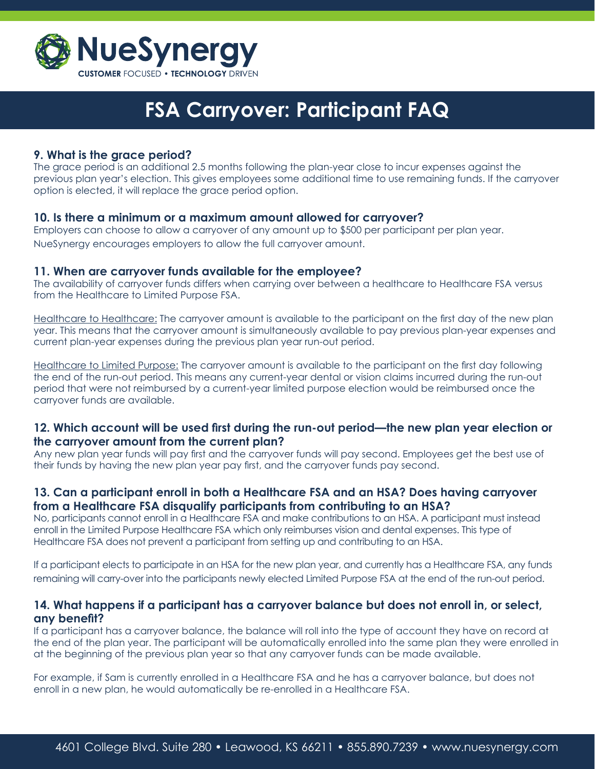# FSA Carryover: Participant FAQ

### 9. What is the grace period?

The grace period is an additional 2.5 months following the plan-year close to incur expenses against the previous plan year's election. This gives employees some additional time to use remaining funds. If the carryover option is elected, it will replace the grace period option.

### 10. Is there a minimum or a maximum amount allowed for carryover?

Employers can choose to allow a carryover of any amount up to $500 per participant per plan year. NueSynergy encourages employers to allow the full carryover amount.

### 11. When are carryover funds available for the employee?

The availability of carryover funds differs when carrying over between a healthcare to Healthcare FSA versus from the Healthcare to Limited Purpose FSA.

Healthcare to Healthcare: The carryover amount is available to the participant on the first day of the new plan year. This means that the carryover amount is simultaneously available to pay previous plan-year expenses and current plan-year expenses during the previous plan year run-out period.

Healthcare to Limited Purpose: The carryover amount is available to the participant on the first day following the end of the run-out period. This means any current-year dental or vision claims incurred during the run-out period that were not reimbursed by a current-year limited purpose election would be reimbursed once the carryover funds are available.

### 12. Which account will be used first during the run-out period—the new plan year election or the carryover amount from the current plan?

Any new plan year funds will pay first and the carryover funds will pay second. Employees get the best use of their funds by having the new plan year pay first, and the carryover funds pay second.

### 13. Can a participant enroll in both a Healthcare FSA and an HSA? Does having carryover from a Healthcare FSA disqualify participants from contributing to an HSA?

No, participants cannot enroll in a Healthcare FSA and make contributions to an HSA. A participant must instead enroll in the Limited Purpose Healthcare FSA which only reimburses vision and dental expenses. This type of Healthcare FSA does not prevent a participant from setting up and contributing to an HSA.

If a participant elects to participate in an HSA for the new plan year, and currently has a Healthcare FSA, any funds remaining will carry-over into the participants newly elected Limited Purpose FSA at the end of the run-out period.

### 14. What happens if a participant has a carryover balance but does not enroll in, or select, any benefit?

If a participant has a carryover balance, the balance will roll into the type of account they have on record at the end of the plan year. The participant will be automatically enrolled into the same plan they were enrolled in at the beginning of the previous plan year so that any carryover funds can be made available.

For example, if Sam is currently enrolled in a Healthcare FSA and he has a carryover balance, but does not enroll in a new plan, he would automatically be re-enrolled in a Healthcare FSA.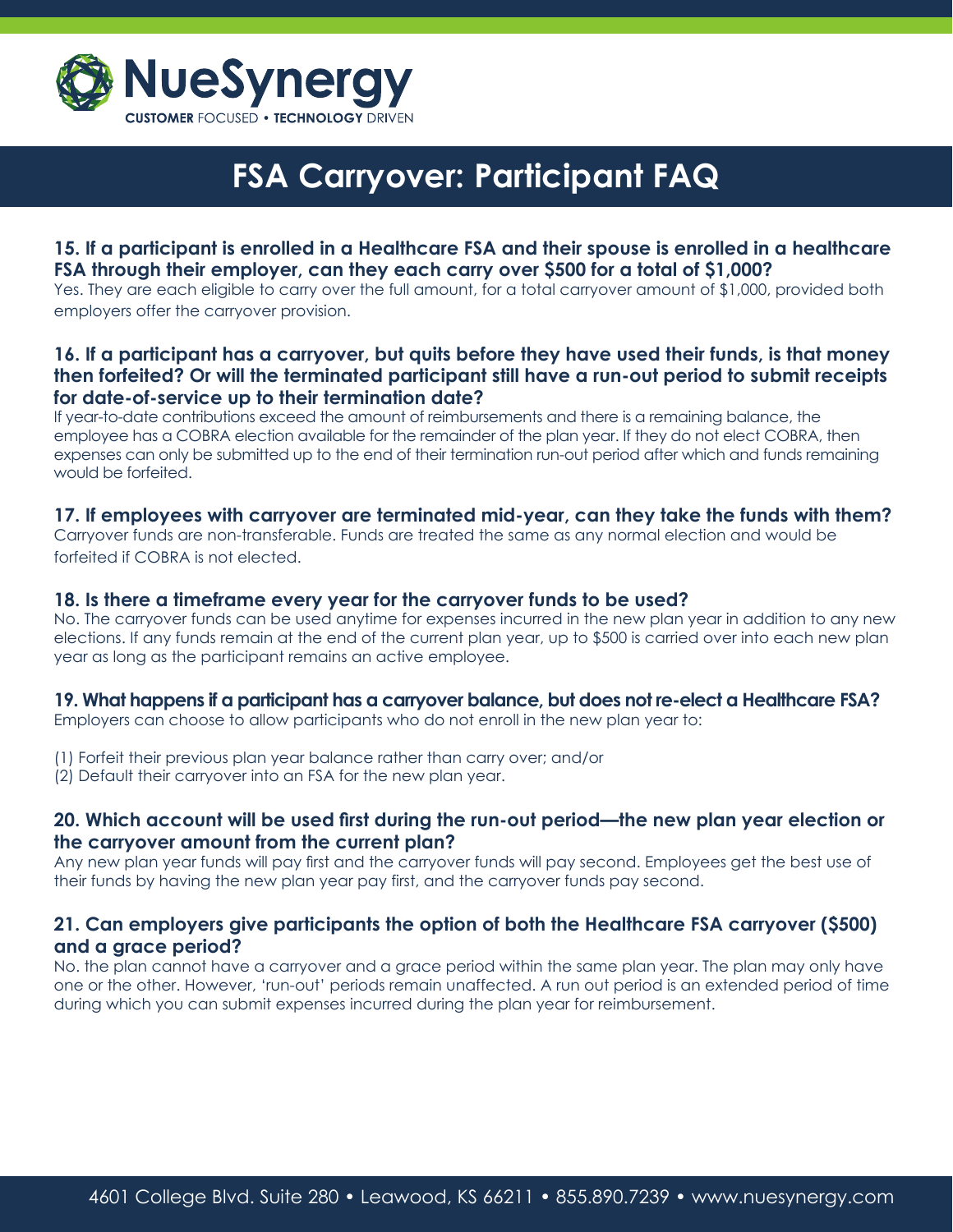# FSA Carryover: Participant FAQ

### 15. If a participant is enrolled in a Healthcare FSA and their spouse is enrolled in a healthcare FSA through their employer, can they each carry over $500 for a total of $1,000?

Yes. They are each eligible to carry over the full amount, for a total carryover amount of $1,000, provided both employers offer the carryover provision.

### 16. If a participant has a carryover, but quits before they have used their funds, is that money then forfeited? Or will the terminated participant still have a run-out period to submit receipts for date-of-service up to their termination date?

If year-to-date contributions exceed the amount of reimbursements and there is a remaining balance, the employee has a COBRA election available for the remainder of the plan year. If they do not elect COBRA, then expenses can only be submitted up to the end of their termination run-out period after which and funds remaining would be forfeited.

### 17. If employees with carryover are terminated mid-year, can they take the funds with them?

Carryover funds are non-transferable. Funds are treated the same as any normal election and would be forfeited if COBRA is not elected.

### 18. Is there a timeframe every year for the carryover funds to be used?

No. The carryover funds can be used anytime for expenses incurred in the new plan year in addition to any new elections. If any funds remain at the end of the current plan year, up to $500 is carried over into each new plan year as long as the participant remains an active employee.

### 19. What happens if a participant has a carryover balance, but does not re-elect a Healthcare FSA?

Employers can choose to allow participants who do not enroll in the new plan year to:

(1) Forfeit their previous plan year balance rather than carry over; and/or
(2) Default their carryover into an FSA for the new plan year.

### 20. Which account will be used first during the run-out period—the new plan year election or the carryover amount from the current plan?

Any new plan year funds will pay first and the carryover funds will pay second. Employees get the best use of their funds by having the new plan year pay first, and the carryover funds pay second.

### 21. Can employers give participants the option of both the Healthcare FSA carryover ($500) and a grace period?

No. the plan cannot have a carryover and a grace period within the same plan year. The plan may only have one or the other. However, 'run-out' periods remain unaffected. A run out period is an extended period of time during which you can submit expenses incurred during the plan year for reimbursement.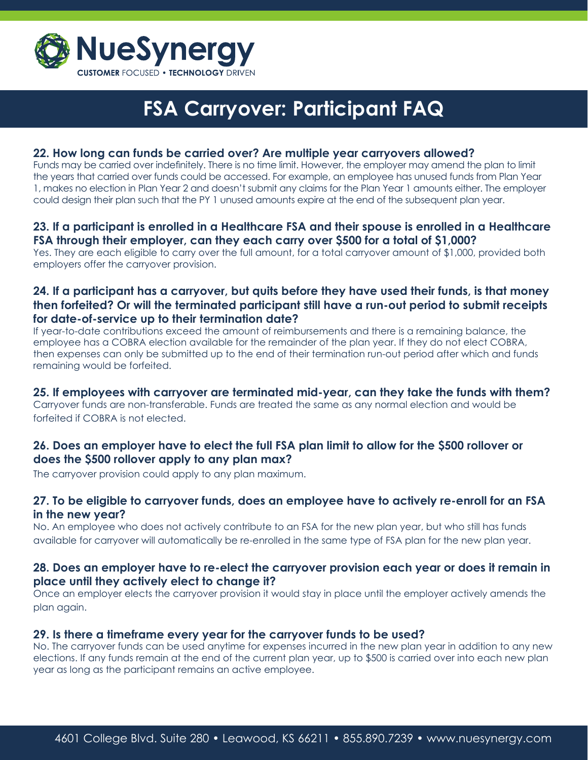# FSA Carryover: Participant FAQ

**22. How long can funds be carried over? Are multiple year carryovers allowed?**

Funds may be carried over indefinitely. There is no time limit. However, the employer may amend the plan to limit the years that carried over funds could be accessed. For example, an employee has unused funds from Plan Year 1, makes no election in Plan Year 2 and doesn't submit any claims for the Plan Year 1 amounts either. The employer could design their plan such that the PY 1 unused amounts expire at the end of the subsequent plan year.

**23. If a participant is enrolled in a Healthcare FSA and their spouse is enrolled in a Healthcare FSA through their employer, can they each carry over $500 for a total of $1,000?**

Yes. They are each eligible to carry over the full amount, for a total carryover amount of $1,000, provided both employers offer the carryover provision.

**24. If a participant has a carryover, but quits before they have used their funds, is that money then forfeited? Or will the terminated participant still have a run-out period to submit receipts for date-of-service up to their termination date?**

If year-to-date contributions exceed the amount of reimbursements and there is a remaining balance, the employee has a COBRA election available for the remainder of the plan year. If they do not elect COBRA, then expenses can only be submitted up to the end of their termination run-out period after which and funds remaining would be forfeited.

**25. If employees with carryover are terminated mid-year, can they take the funds with them?**

Carryover funds are non-transferable. Funds are treated the same as any normal election and would be forfeited if COBRA is not elected.

**26. Does an employer have to elect the full FSA plan limit to allow for the $500 rollover or does the $500 rollover apply to any plan max?**

The carryover provision could apply to any plan maximum.

**27. To be eligible to carryover funds, does an employee have to actively re-enroll for an FSA in the new year?**

No. An employee who does not actively contribute to an FSA for the new plan year, but who still has funds available for carryover will automatically be re-enrolled in the same type of FSA plan for the new plan year.

**28. Does an employer have to re-elect the carryover provision each year or does it remain in place until they actively elect to change it?**

Once an employer elects the carryover provision it would stay in place until the employer actively amends the plan again.

**29. Is there a timeframe every year for the carryover funds to be used?**

No. The carryover funds can be used anytime for expenses incurred in the new plan year in addition to any new elections. If any funds remain at the end of the current plan year, up to $500 is carried over into each new plan year as long as the participant remains an active employee.

4601 College Blvd. Suite 280 • Leawood, KS 66211 • 855.890.7239 • www.nuesynergy.com